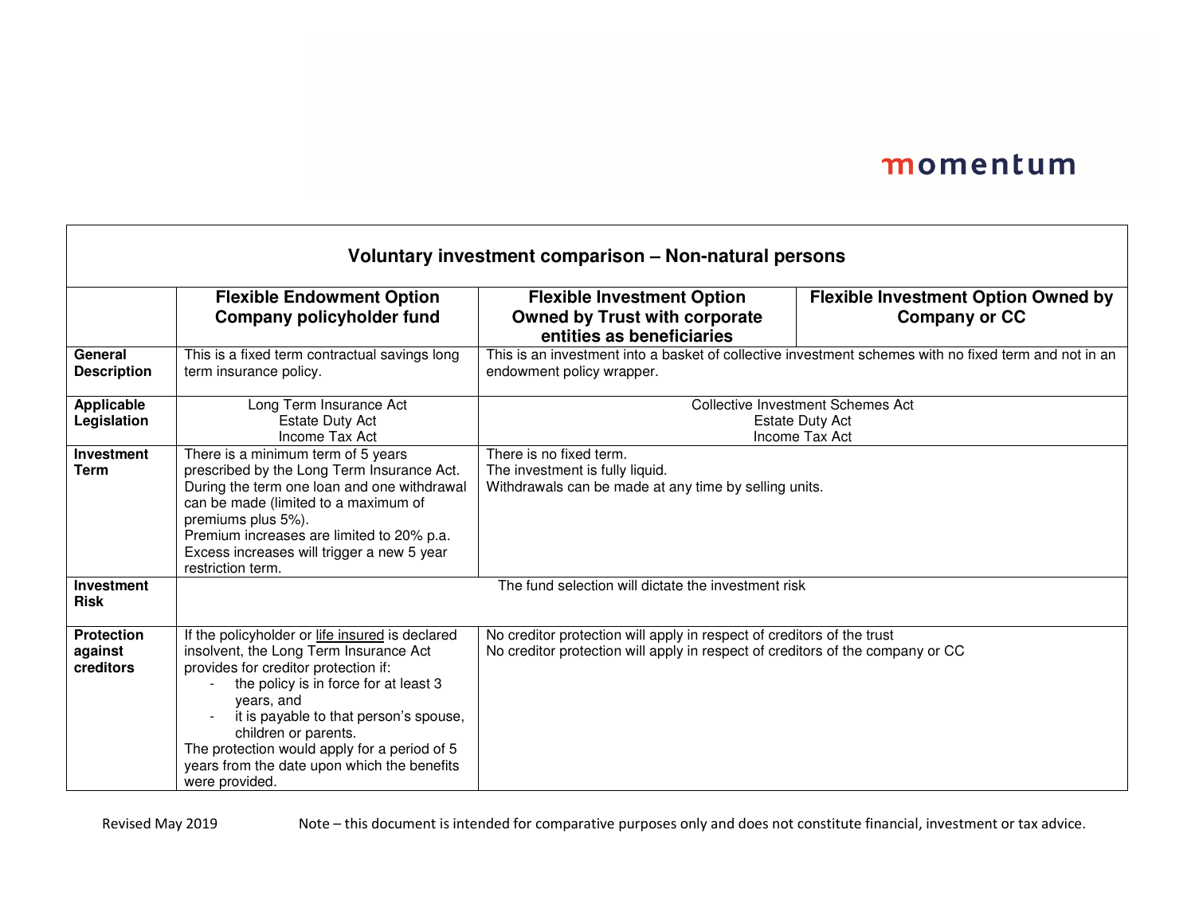momentum

| Voluntary investment comparison – Non-natural persons | | | |
|---|---|---|---|
| | **Flexible Endowment Option Company policyholder fund** | **Flexible Investment Option Owned by Trust with corporate entities as beneficiaries** | **Flexible Investment Option Owned by Company or CC** |
| **General Description** | This is a fixed term contractual savings long term insurance policy. | This is an investment into a basket of collective investment schemes with no fixed term and not in an endowment policy wrapper. | |
| **Applicable Legislation** | Long Term Insurance Act<br>Estate Duty Act<br>Income Tax Act | Collective Investment Schemes Act<br>Estate Duty Act<br>Income Tax Act | |
| **Investment Term** | There is a minimum term of 5 years prescribed by the Long Term Insurance Act.<br>During the term one loan and one withdrawal can be made (limited to a maximum of premiums plus 5%).<br>Premium increases are limited to 20% p.a. Excess increases will trigger a new 5 year restriction term. | There is no fixed term.<br>The investment is fully liquid.<br>Withdrawals can be made at any time by selling units. | |
| **Investment Risk** | The fund selection will dictate the investment risk | | |
| **Protection against creditors** | If the policyholder or life insured is declared insolvent, the Long Term Insurance Act provides for creditor protection if:<br>- the policy is in force for at least 3 years, and<br>- it is payable to that person's spouse, children or parents.<br>The protection would apply for a period of 5 years from the date upon which the benefits were provided. | No creditor protection will apply in respect of creditors of the trust<br>No creditor protection will apply in respect of creditors of the company or CC | |

Revised May 2019

Note – this document is intended for comparative purposes only and does not constitute financial, investment or tax advice.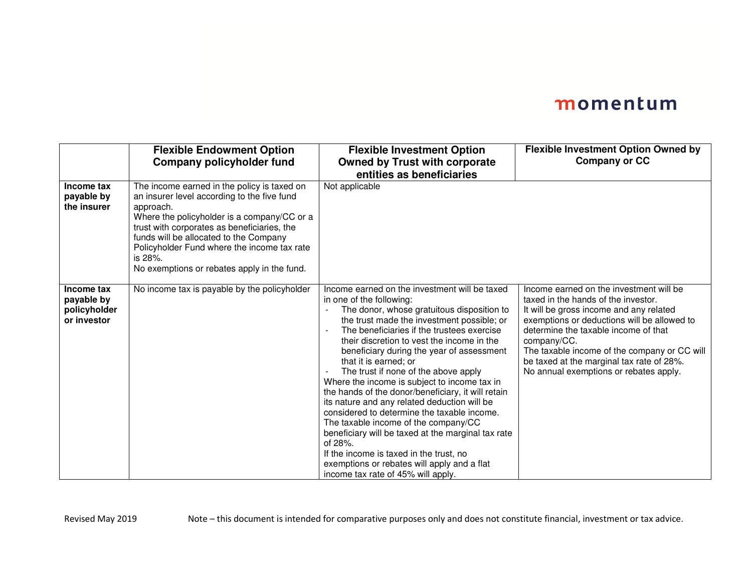| | Flexible Endowment Option Company policyholder fund | Flexible Investment Option Owned by Trust with corporate entities as beneficiaries | Flexible Investment Option Owned by Company or CC |
|---|---|---|---|
| **Income tax payable by the insurer** | The income earned in the policy is taxed on an insurer level according to the five fund approach.<br>Where the policyholder is a company/CC or a trust with corporates as beneficiaries, the funds will be allocated to the Company Policyholder Fund where the income tax rate is 28%.<br>No exemptions or rebates apply in the fund. | Not applicable | |
| **Income tax payable by policyholder or investor** | No income tax is payable by the policyholder | Income earned on the investment will be taxed in one of the following:<br>- The donor, whose gratuitous disposition to the trust made the investment possible; or<br>- The beneficiaries if the trustees exercise their discretion to vest the income in the beneficiary during the year of assessment that it is earned; or<br>- The trust if none of the above apply<br>Where the income is subject to income tax in the hands of the donor/beneficiary, it will retain its nature and any related deduction will be considered to determine the taxable income.<br>The taxable income of the company/CC beneficiary will be taxed at the marginal tax rate of 28%.<br>If the income is taxed in the trust, no exemptions or rebates will apply and a flat income tax rate of 45% will apply. | Income earned on the investment will be taxed in the hands of the investor.<br>It will be gross income and any related exemptions or deductions will be allowed to determine the taxable income of that company/CC.<br>The taxable income of the company or CC will be taxed at the marginal tax rate of 28%.<br>No annual exemptions or rebates apply. |

Revised May 2019

Note – this document is intended for comparative purposes only and does not constitute financial, investment or tax advice.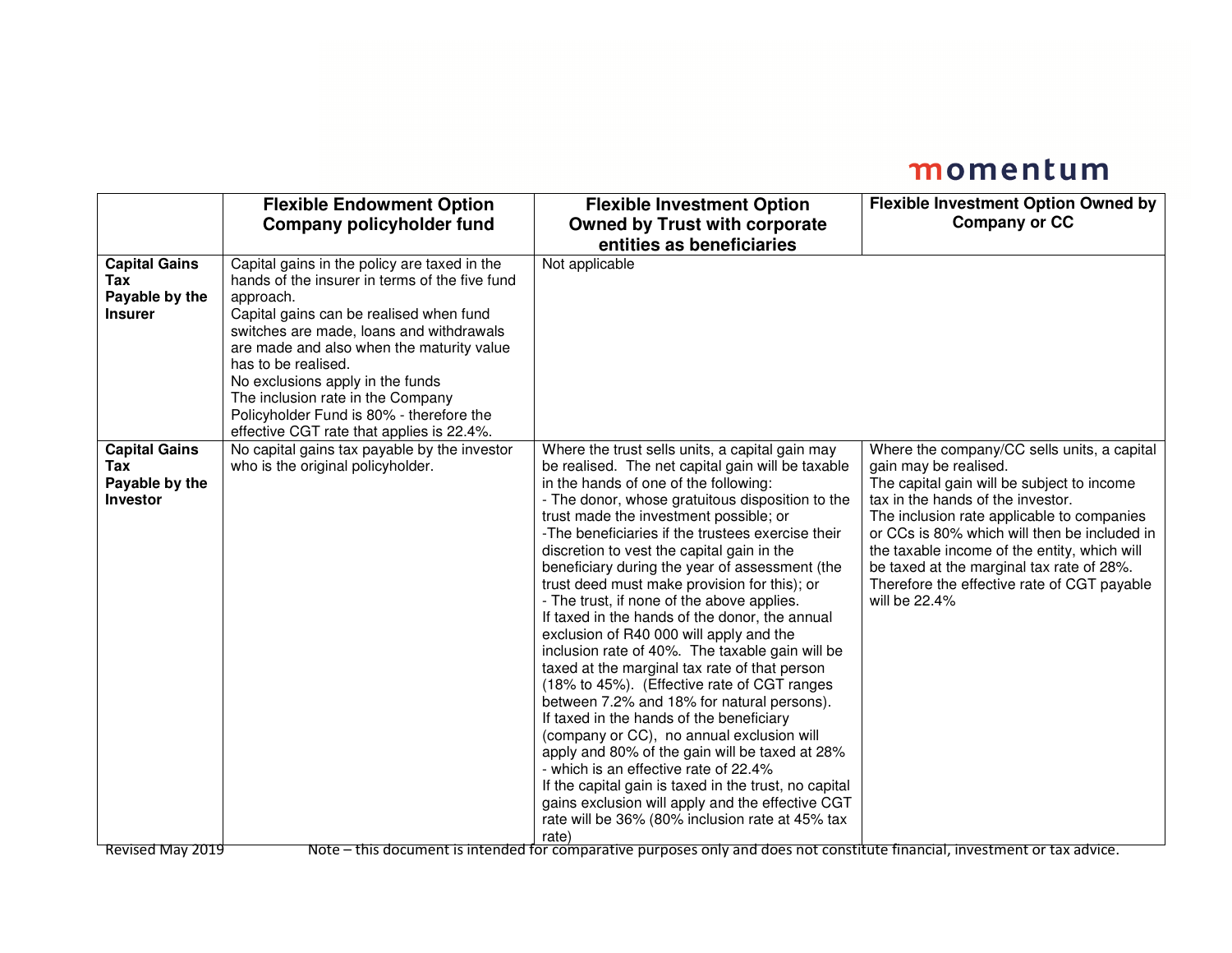| | Flexible Endowment Option Company policyholder fund | Flexible Investment Option Owned by Trust with corporate entities as beneficiaries | Flexible Investment Option Owned by Company or CC |
|---|---|---|---|
| **Capital Gains Tax Payable by the Insurer** | Capital gains in the policy are taxed in the hands of the insurer in terms of the five fund approach.<br>Capital gains can be realised when fund switches are made, loans and withdrawals are made and also when the maturity value has to be realised.<br>No exclusions apply in the funds<br>The inclusion rate in the Company Policyholder Fund is 80% - therefore the effective CGT rate that applies is 22.4%. | Not applicable | |
| **Capital Gains Tax Payable by the Investor** | No capital gains tax payable by the investor who is the original policyholder. | Where the trust sells units, a capital gain may be realised. The net capital gain will be taxable in the hands of one of the following:<br>- The donor, whose gratuitous disposition to the trust made the investment possible; or<br>-The beneficiaries if the trustees exercise their discretion to vest the capital gain in the beneficiary during the year of assessment (the trust deed must make provision for this); or<br>- The trust, if none of the above applies.<br>If taxed in the hands of the donor, the annual exclusion of R40 000 will apply and the inclusion rate of 40%. The taxable gain will be taxed at the marginal tax rate of that person (18% to 45%). (Effective rate of CGT ranges between 7.2% and 18% for natural persons).<br>If taxed in the hands of the beneficiary (company or CC), no annual exclusion will apply and 80% of the gain will be taxed at 28% - which is an effective rate of 22.4%<br>If the capital gain is taxed in the trust, no capital gains exclusion will apply and the effective CGT rate will be 36% (80% inclusion rate at 45% tax rate) | Where the company/CC sells units, a capital gain may be realised.<br>The capital gain will be subject to income tax in the hands of the investor.<br>The inclusion rate applicable to companies or CCs is 80% which will then be included in the taxable income of the entity, which will be taxed at the marginal tax rate of 28%. Therefore the effective rate of CGT payable will be 22.4% |

Revised May 2019 Note – this document is intended for comparative purposes only and does not constitute financial, investment or tax advice.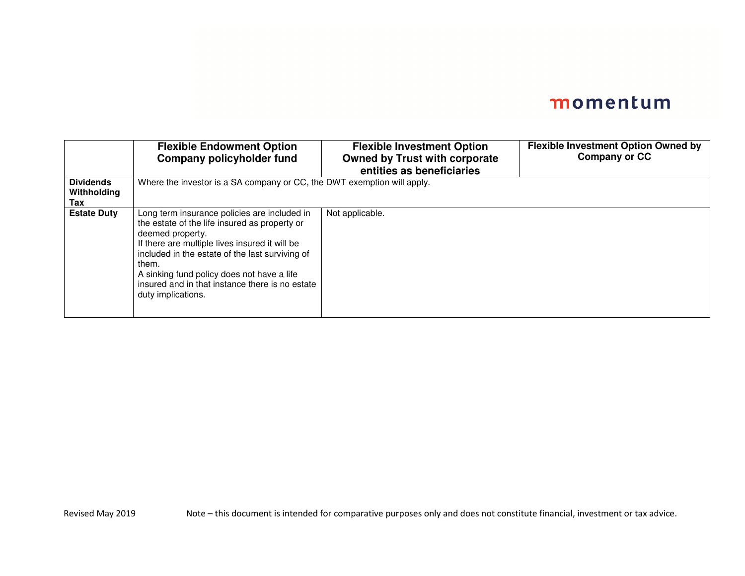| | Flexible Endowment Option Company policyholder fund | Flexible Investment Option Owned by Trust with corporate entities as beneficiaries | Flexible Investment Option Owned by Company or CC |
|---|---|---|---|
| **Dividends Withholding Tax** | Where the investor is a SA company or CC, the DWT exemption will apply. | | |
| **Estate Duty** | Long term insurance policies are included in the estate of the life insured as property or deemed property.<br>If there are multiple lives insured it will be included in the estate of the last surviving of them.<br>A sinking fund policy does not have a life insured and in that instance there is no estate duty implications. | Not applicable. | |

Revised May 2019 Note – this document is intended for comparative purposes only and does not constitute financial, investment or tax advice.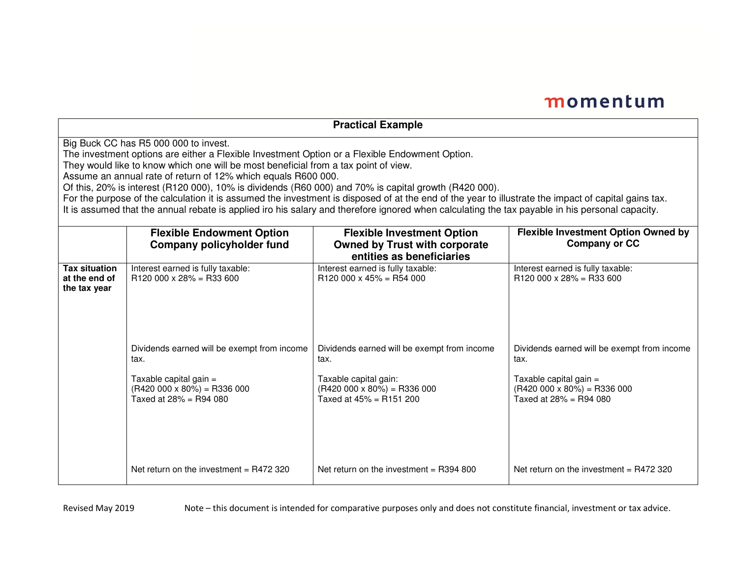## Practical Example

Big Buck CC has R5 000 000 to invest.
The investment options are either a Flexible Investment Option or a Flexible Endowment Option.
They would like to know which one will be most beneficial from a tax point of view.
Assume an annual rate of return of 12% which equals R600 000.
Of this, 20% is interest (R120 000), 10% is dividends (R60 000) and 70% is capital growth (R420 000).
For the purpose of the calculation it is assumed the investment is disposed of at the end of the year to illustrate the impact of capital gains tax.
It is assumed that the annual rebate is applied iro his salary and therefore ignored when calculating the tax payable in his personal capacity.

| | **Flexible Endowment Option Company policyholder fund** | **Flexible Investment Option Owned by Trust with corporate entities as beneficiaries** | **Flexible Investment Option Owned by Company or CC** |
|---|---|---|---|
| **Tax situation at the end of the tax year** | Interest earned is fully taxable:<br>R120 000 x 28% = R33 600<br><br>Dividends earned will be exempt from income tax.<br><br>Taxable capital gain =<br>(R420 000 x 80%) = R336 000<br>Taxed at 28% = R94 080<br><br>Net return on the investment = R472 320 | Interest earned is fully taxable:<br>R120 000 x 45% = R54 000<br><br>Dividends earned will be exempt from income tax.<br><br>Taxable capital gain:<br>(R420 000 x 80%) = R336 000<br>Taxed at 45% = R151 200<br><br>Net return on the investment = R394 800 | Interest earned is fully taxable:<br>R120 000 x 28% = R33 600<br><br>Dividends earned will be exempt from income tax.<br><br>Taxable capital gain =<br>(R420 000 x 80%) = R336 000<br>Taxed at 28% = R94 080<br><br>Net return on the investment = R472 320 |

Revised May 2019

Note – this document is intended for comparative purposes only and does not constitute financial, investment or tax advice.